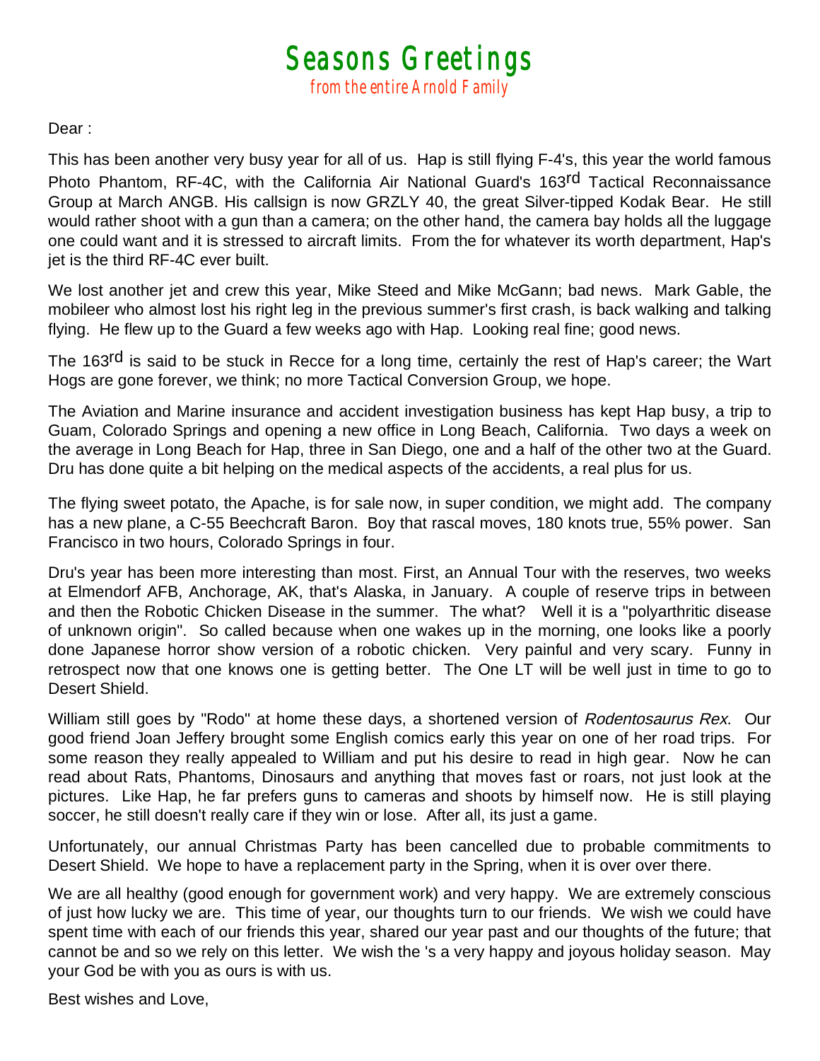# Seasons Greetings

from the entire Arnold Family

Dear :

This has been another very busy year for all of us. Hap is still flying F-4's, this year the world famous Photo Phantom, RF-4C, with the California Air National Guard's 163rd Tactical Reconnaissance Group at March ANGB. His callsign is now GRZLY 40, the great Silver-tipped Kodak Bear. He still would rather shoot with a gun than a camera; on the other hand, the camera bay holds all the luggage one could want and it is stressed to aircraft limits. From the for whatever its worth department, Hap's jet is the third RF-4C ever built.

We lost another jet and crew this year, Mike Steed and Mike McGann; bad news. Mark Gable, the mobileer who almost lost his right leg in the previous summer's first crash, is back walking and talking flying. He flew up to the Guard a few weeks ago with Hap. Looking real fine; good news.

The 163rd is said to be stuck in Recce for a long time, certainly the rest of Hap's career; the Wart Hogs are gone forever, we think; no more Tactical Conversion Group, we hope.

The Aviation and Marine insurance and accident investigation business has kept Hap busy, a trip to Guam, Colorado Springs and opening a new office in Long Beach, California. Two days a week on the average in Long Beach for Hap, three in San Diego, one and a half of the other two at the Guard. Dru has done quite a bit helping on the medical aspects of the accidents, a real plus for us.

The flying sweet potato, the Apache, is for sale now, in super condition, we might add. The company has a new plane, a C-55 Beechcraft Baron. Boy that rascal moves, 180 knots true, 55% power. San Francisco in two hours, Colorado Springs in four.

Dru's year has been more interesting than most. First, an Annual Tour with the reserves, two weeks at Elmendorf AFB, Anchorage, AK, that's Alaska, in January. A couple of reserve trips in between and then the Robotic Chicken Disease in the summer. The what? Well it is a "polyarthritic disease of unknown origin". So called because when one wakes up in the morning, one looks like a poorly done Japanese horror show version of a robotic chicken. Very painful and very scary. Funny in retrospect now that one knows one is getting better. The One LT will be well just in time to go to Desert Shield.

William still goes by "Rodo" at home these days, a shortened version of *Rodentosaurus Rex*. Our good friend Joan Jeffery brought some English comics early this year on one of her road trips. For some reason they really appealed to William and put his desire to read in high gear. Now he can read about Rats, Phantoms, Dinosaurs and anything that moves fast or roars, not just look at the pictures. Like Hap, he far prefers guns to cameras and shoots by himself now. He is still playing soccer, he still doesn't really care if they win or lose. After all, its just a game.

Unfortunately, our annual Christmas Party has been cancelled due to probable commitments to Desert Shield. We hope to have a replacement party in the Spring, when it is over over there.

We are all healthy (good enough for government work) and very happy. We are extremely conscious of just how lucky we are. This time of year, our thoughts turn to our friends. We wish we could have spent time with each of our friends this year, shared our year past and our thoughts of the future; that cannot be and so we rely on this letter. We wish the 's a very happy and joyous holiday season. May your God be with you as ours is with us.

Best wishes and Love,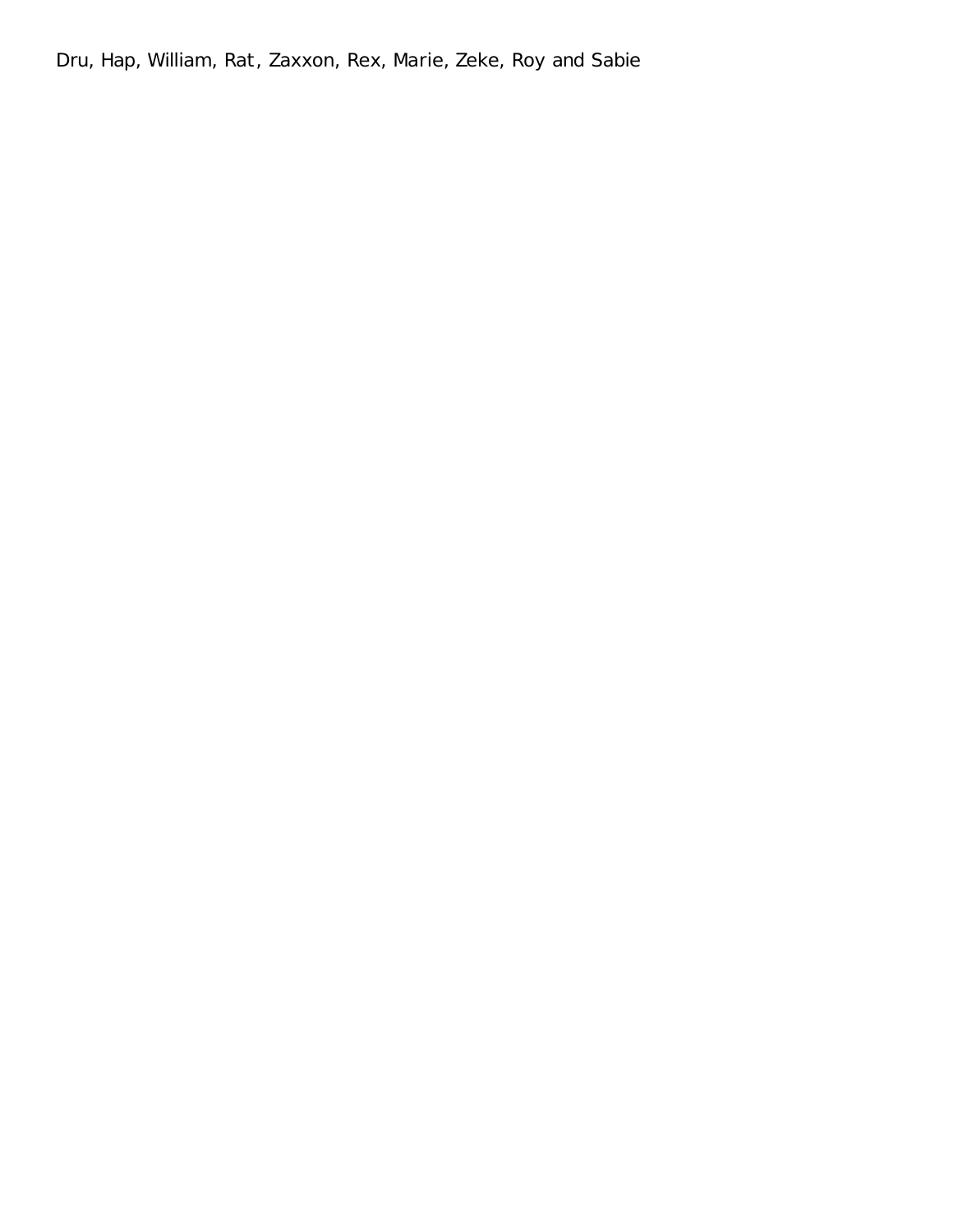Dru, Hap, William, Rat, Zaxxon, Rex, Marie, Zeke, Roy and Sabie